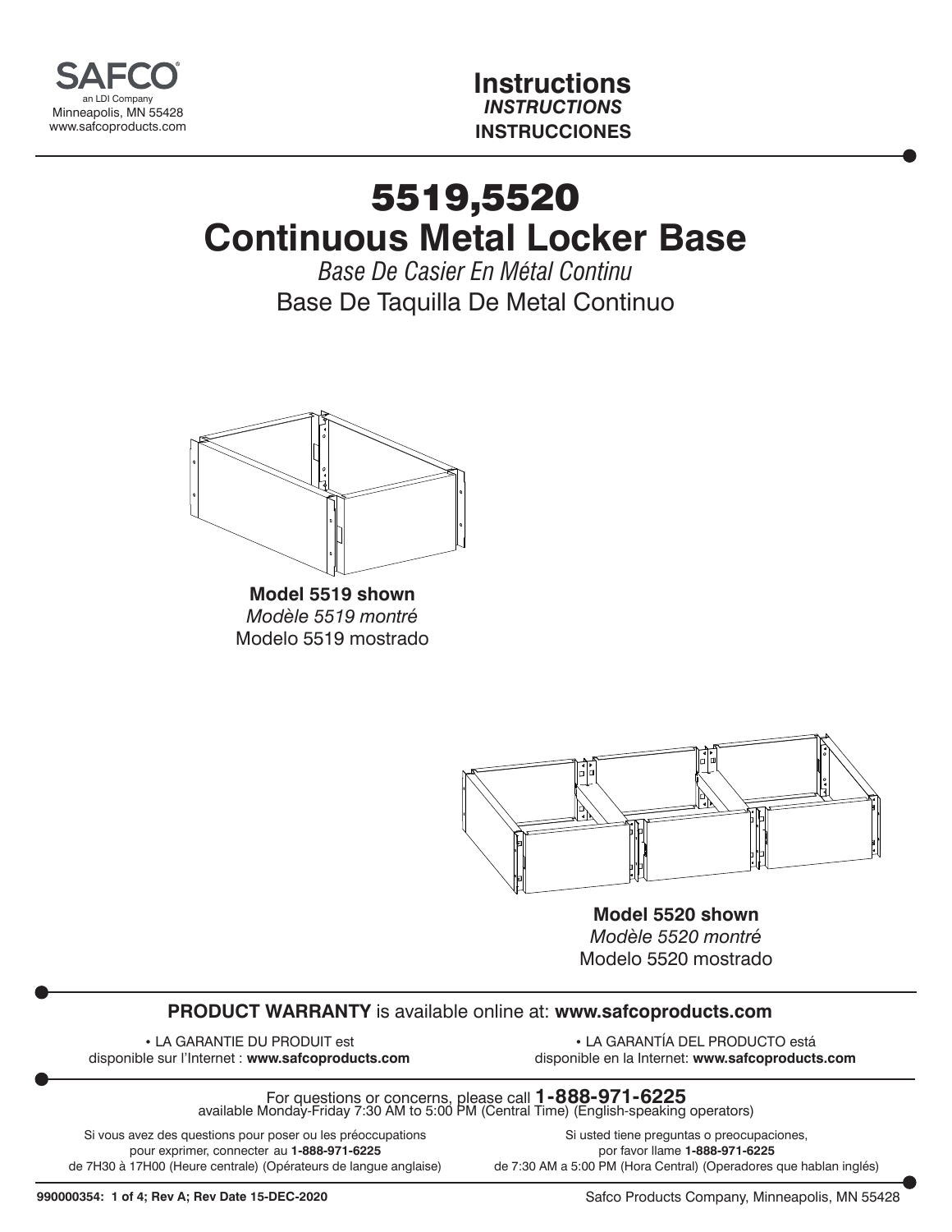SAFCO®
an LDI Company
Minneapolis, MN 55428
www.safcoproducts.com

**Instructions**
***INSTRUCTIONS***
**INSTRUCCIONES**

# 5519,5520
# Continuous Metal Locker Base

*Base De Casier En Métal Continu*

Base De Taquilla De Metal Continuo

**Model 5519 shown**
*Modèle 5519 montré*
Modelo 5519 mostrado

**Model 5520 shown**
*Modèle 5520 montré*
Modelo 5520 mostrado

**PRODUCT WARRANTY** is available online at: **www.safcoproducts.com**

• LA GARANTIE DU PRODUIT est disponible sur l'Internet : **www.safcoproducts.com**

• LA GARANTÍA DEL PRODUCTO está disponible en la Internet: **www.safcoproducts.com**

For questions or concerns, please call **1-888-971-6225**
available Monday-Friday 7:30 AM to 5:00 PM (Central Time) (English-speaking operators)

Si vous avez des questions pour poser ou les préoccupations pour exprimer, connecter au **1-888-971-6225** de 7H30 à 17H00 (Heure centrale) (Opérateurs de langue anglaise)

Si usted tiene preguntas o preocupaciones, por favor llame **1-888-971-6225** de 7:30 AM a 5:00 PM (Hora Central) (Operadores que hablan inglés)

**990000354: 1 of 4; Rev A; Rev Date 15-DEC-2020**

Safco Products Company, Minneapolis, MN 55428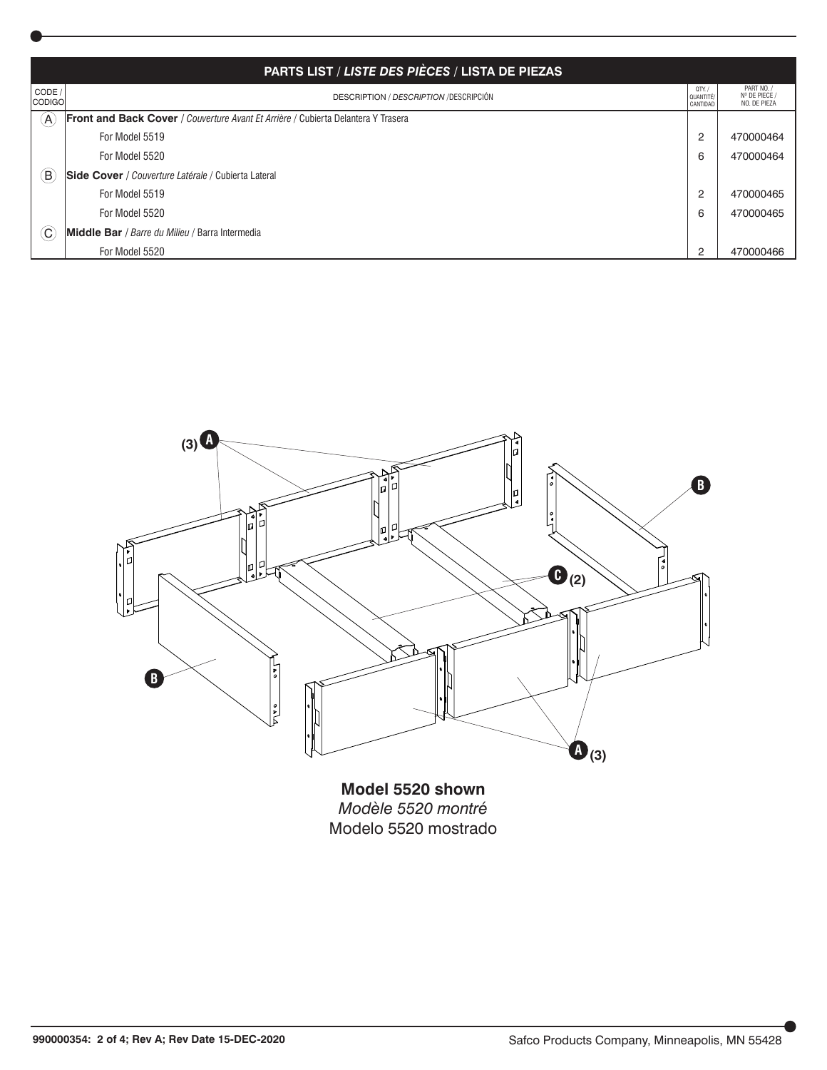| PARTS LIST / *LISTE DES PIÈCES* / LISTA DE PIEZAS | | | |
|---|---|---|---|
| CODE / CODIGO | DESCRIPTION / *DESCRIPTION* /DESCRIPCIÓN | QTY. / QUANTITÉ/ CANTIDAD | PART NO. / Nº DE PIECE / NO. DE PIEZA |
| A | **Front and Back Cover** / *Couverture Avant Et Arrière* / Cubierta Delantera Y Trasera | | |
| | For Model 5519 | 2 | 470000464 |
| | For Model 5520 | 6 | 470000464 |
| B | **Side Cover** / *Couverture Latérale* / Cubierta Lateral | | |
| | For Model 5519 | 2 | 470000465 |
| | For Model 5520 | 6 | 470000465 |
| C | **Middle Bar** / *Barre du Milieu* / Barra Intermedia | | |
| | For Model 5520 | 2 | 470000466 |

(3) A

B

C (2)

B

A (3)

**Model 5520 shown**
*Modèle 5520 montré*
Modelo 5520 mostrado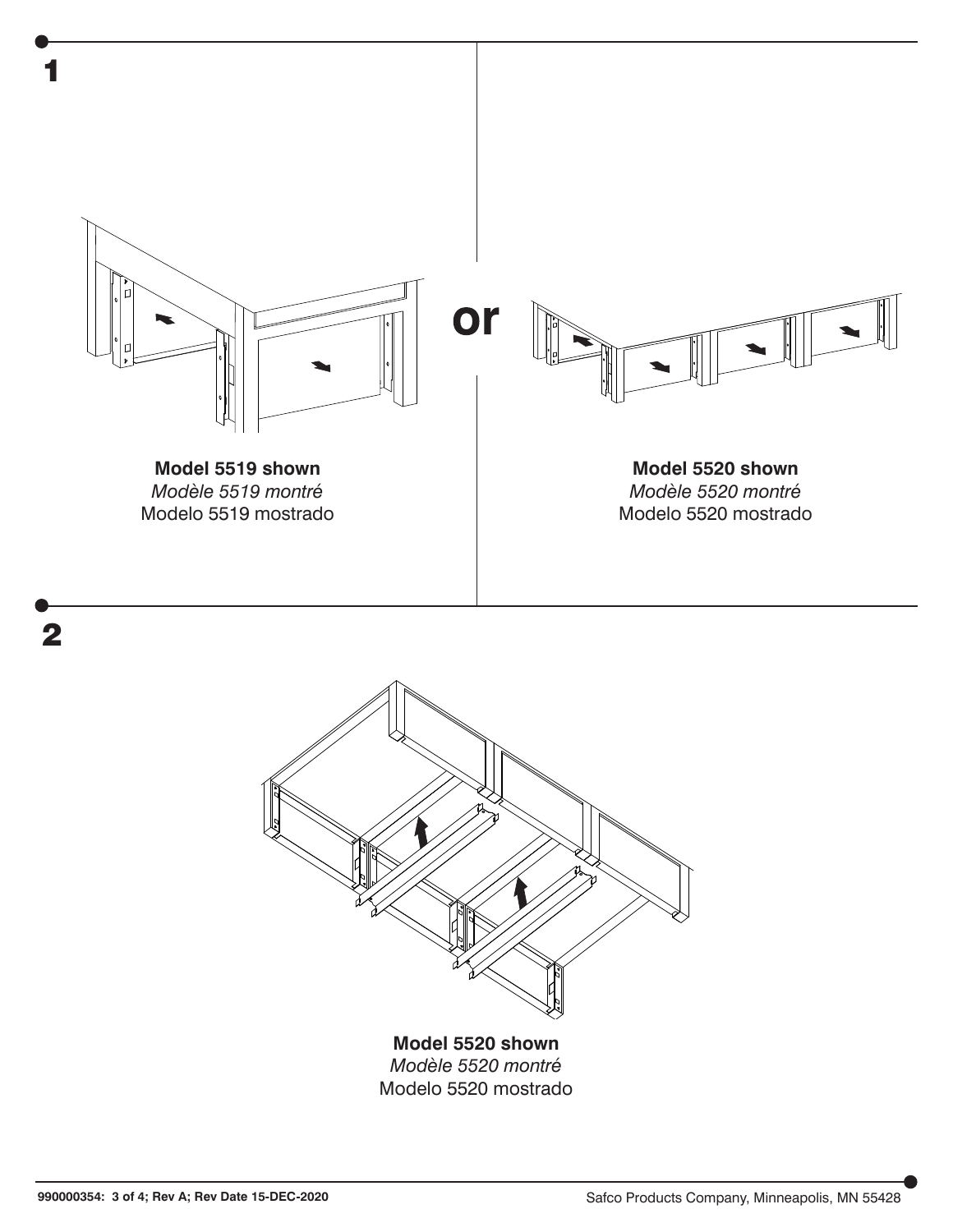## 1

**Model 5519 shown**
*Modèle 5519 montré*
Modelo 5519 mostrado

**or**

**Model 5520 shown**
*Modèle 5520 montré*
Modelo 5520 mostrado

## 2

**Model 5520 shown**
*Modèle 5520 montré*
Modelo 5520 mostrado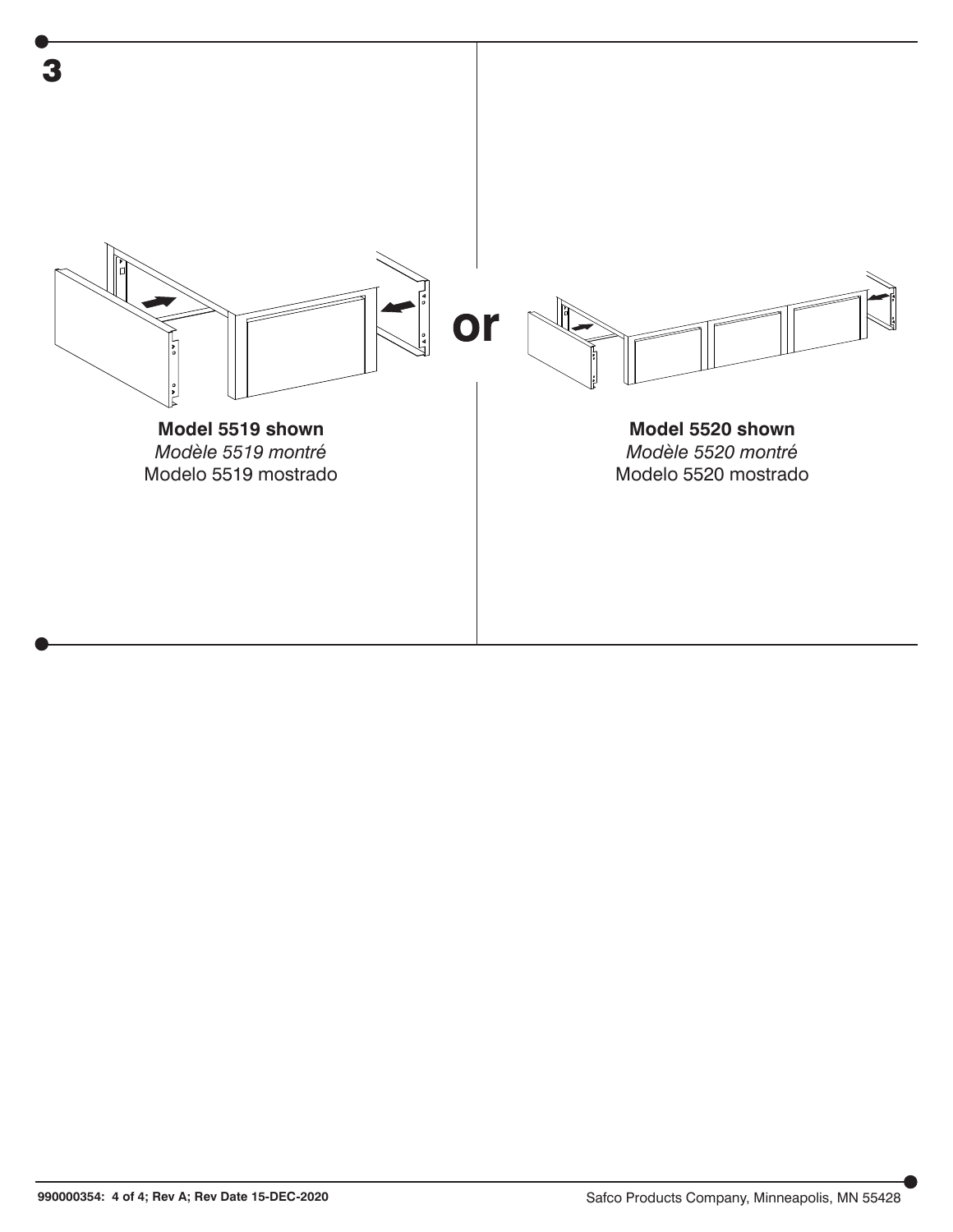## 3

**Model 5519 shown**
*Modèle 5519 montré*
Modelo 5519 mostrado

**or**

**Model 5520 shown**
*Modèle 5520 montré*
Modelo 5520 mostrado

**990000354: 4 of 4; Rev A; Rev Date 15-DEC-2020**

Safco Products Company, Minneapolis, MN 55428